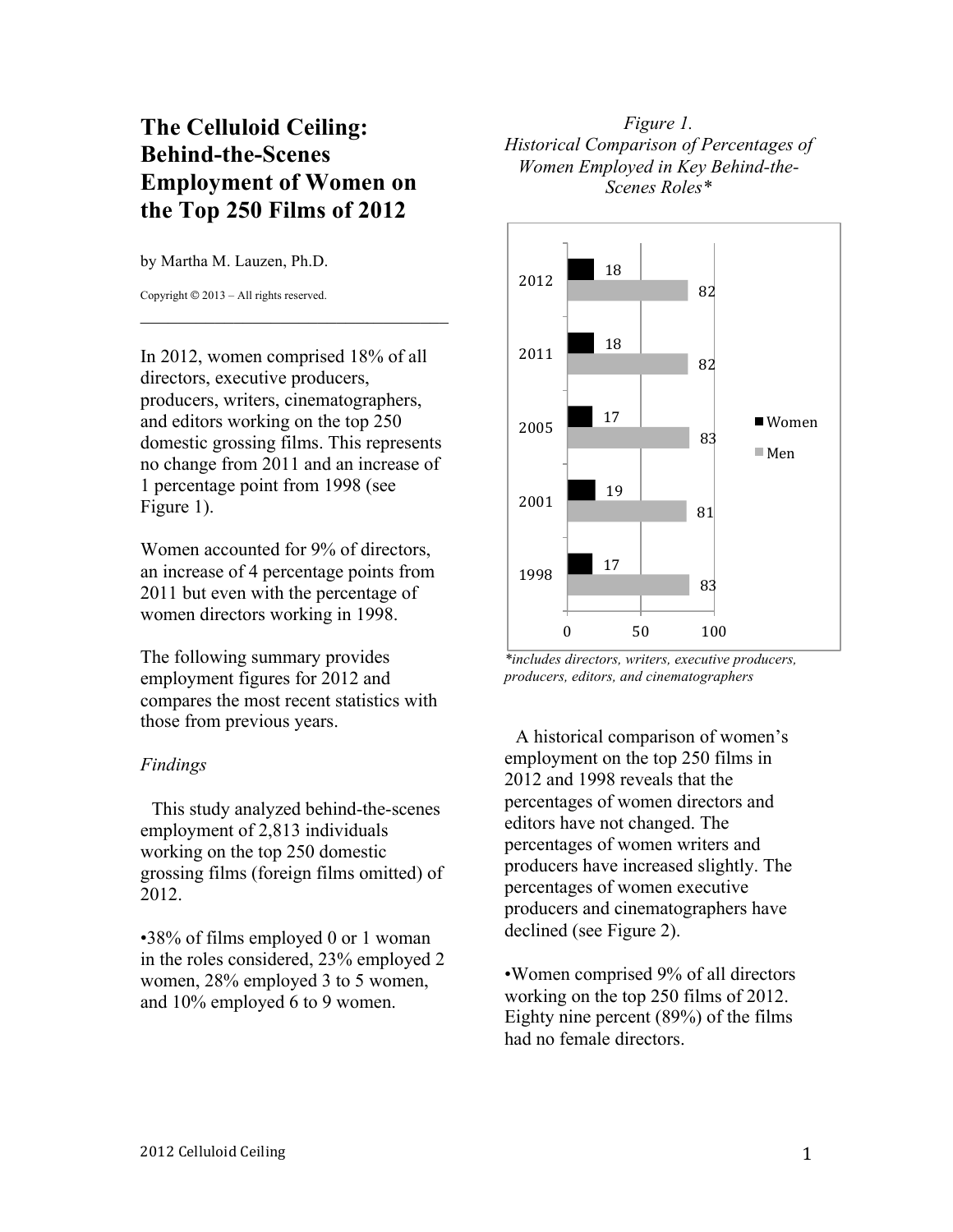# The Celluloid Ceiling: Behind-the-Scenes Employment of Women on the Top 250 Films of 2012

by Martha M. Lauzen, Ph.D.

Copyright © 2013 – All rights reserved.

---

In 2012, women comprised 18% of all directors, executive producers, producers, writers, cinematographers, and editors working on the top 250 domestic grossing films. This represents no change from 2011 and an increase of 1 percentage point from 1998 (see Figure 1).

Women accounted for 9% of directors, an increase of 4 percentage points from 2011 but even with the percentage of women directors working in 1998.

The following summary provides employment figures for 2012 and compares the most recent statistics with those from previous years.

*Findings*

This study analyzed behind-the-scenes employment of 2,813 individuals working on the top 250 domestic grossing films (foreign films omitted) of 2012.

•38% of films employed 0 or 1 woman in the roles considered, 23% employed 2 women, 28% employed 3 to 5 women, and 10% employed 6 to 9 women.

*Figure 1.*
*Historical Comparison of Percentages of Women Employed in Key Behind-the-Scenes Roles\**

| Year | Women | Men |
|---|---|---|
| 2012 | 18 | 82 |
| 2011 | 18 | 82 |
| 2005 | 17 | 83 |
| 2001 | 19 | 81 |
| 1998 | 17 | 83 |

*\*includes directors, writers, executive producers, producers, editors, and cinematographers*

A historical comparison of women's employment on the top 250 films in 2012 and 1998 reveals that the percentages of women directors and editors have not changed. The percentages of women writers and producers have increased slightly. The percentages of women executive producers and cinematographers have declined (see Figure 2).

•Women comprised 9% of all directors working on the top 250 films of 2012. Eighty nine percent (89%) of the films had no female directors.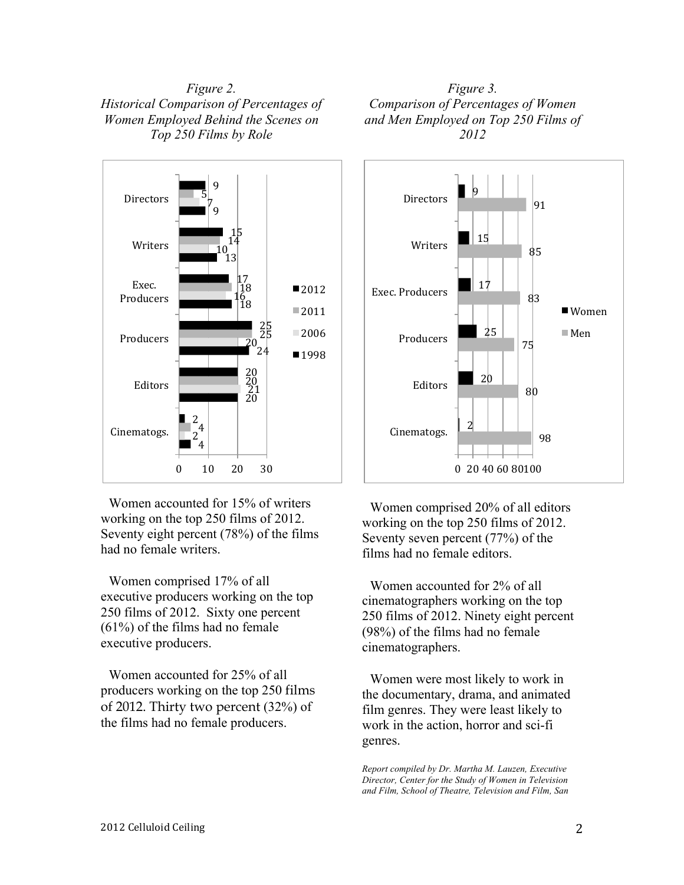*Figure 2.*
*Historical Comparison of Percentages of Women Employed Behind the Scenes on Top 250 Films by Role*

| Role | 2012 | 2011 | 2006 | 1998 |
|---|---|---|---|---|
| Directors | 9 | 5 | 7 | 9 |
| Writers | 15 | 14 | 10 | 13 |
| Exec. Producers | 17 | 18 | 16 | 18 |
| Producers | 25 | 25 | 20 | 24 |
| Editors | 20 | 20 | 21 | 20 |
| Cinematogs. | 2 | 4 | 2 | 4 |

*Figure 3.*
*Comparison of Percentages of Women and Men Employed on Top 250 Films of 2012*

| Role | Women | Men |
|---|---|---|
| Directors | 9 | 91 |
| Writers | 15 | 85 |
| Exec. Producers | 17 | 83 |
| Producers | 25 | 75 |
| Editors | 20 | 80 |
| Cinematogs. | 2 | 98 |

Women accounted for 15% of writers working on the top 250 films of 2012. Seventy eight percent (78%) of the films had no female writers.

Women comprised 17% of all executive producers working on the top 250 films of 2012. Sixty one percent (61%) of the films had no female executive producers.

Women accounted for 25% of all producers working on the top 250 films of 2012. Thirty two percent (32%) of the films had no female producers.

Women comprised 20% of all editors working on the top 250 films of 2012. Seventy seven percent (77%) of the films had no female editors.

Women accounted for 2% of all cinematographers working on the top 250 films of 2012. Ninety eight percent (98%) of the films had no female cinematographers.

Women were most likely to work in the documentary, drama, and animated film genres. They were least likely to work in the action, horror and sci-fi genres.

*Report compiled by Dr. Martha M. Lauzen, Executive Director, Center for the Study of Women in Television and Film, School of Theatre, Television and Film, San*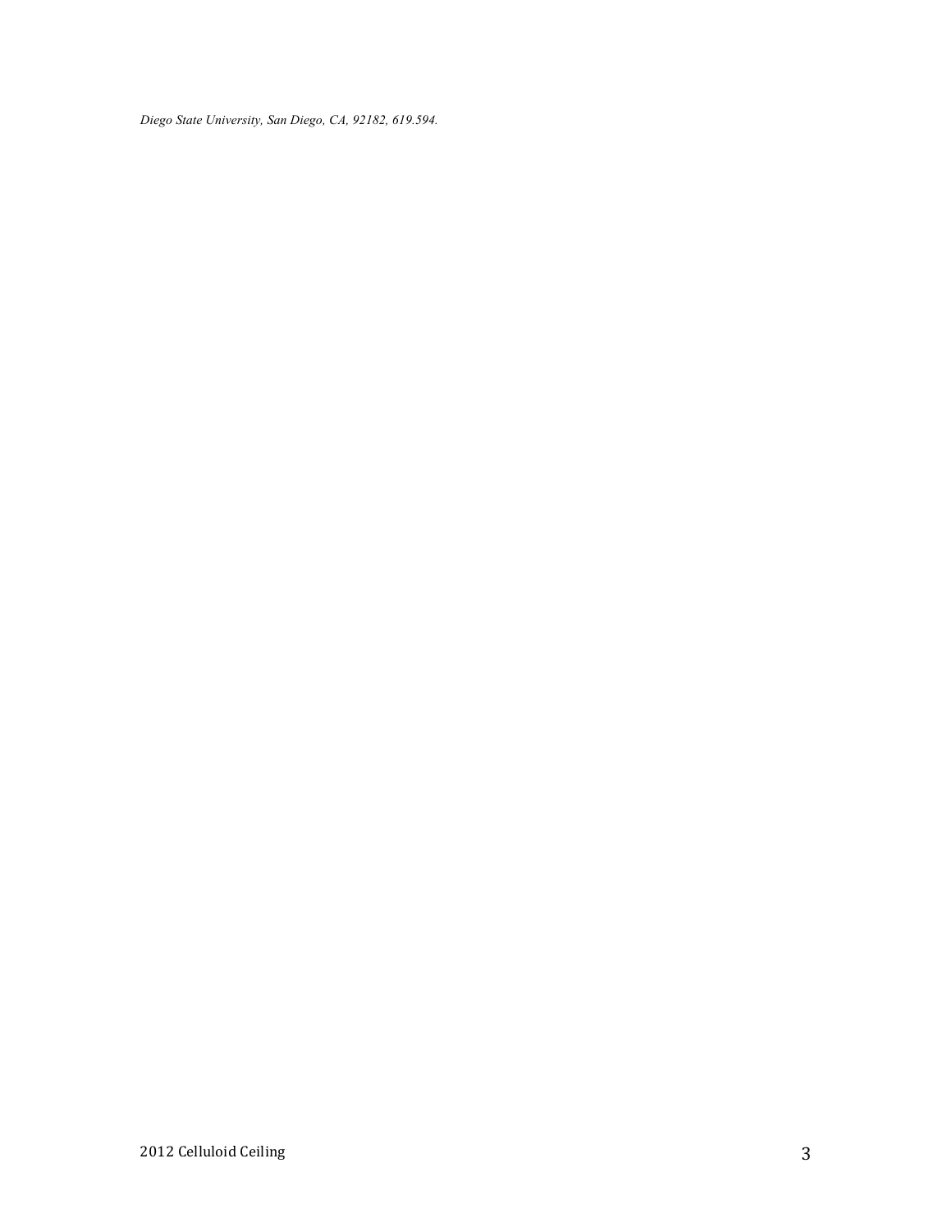*Diego State University, San Diego, CA, 92182, 619.594.*